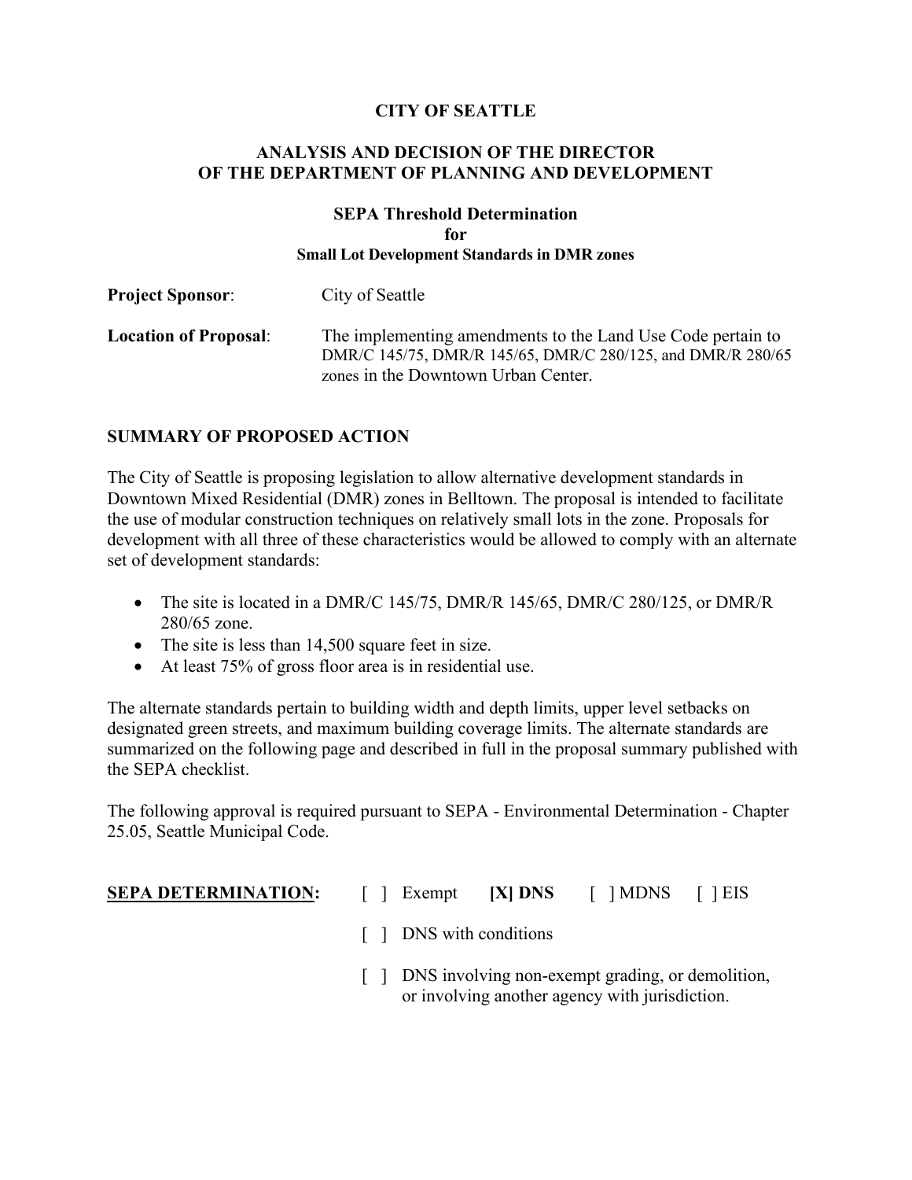# CITY OF SEATTLE

## ANALYSIS AND DECISION OF THE DIRECTOR OF THE DEPARTMENT OF PLANNING AND DEVELOPMENT

### SEPA Threshold Determination for Small Lot Development Standards in DMR zones

**Project Sponsor**: City of Seattle

**Location of Proposal**: The implementing amendments to the Land Use Code pertain to DMR/C 145/75, DMR/R 145/65, DMR/C 280/125, and DMR/R 280/65 zones in the Downtown Urban Center.

## SUMMARY OF PROPOSED ACTION

The City of Seattle is proposing legislation to allow alternative development standards in Downtown Mixed Residential (DMR) zones in Belltown. The proposal is intended to facilitate the use of modular construction techniques on relatively small lots in the zone. Proposals for development with all three of these characteristics would be allowed to comply with an alternate set of development standards:

- The site is located in a DMR/C 145/75, DMR/R 145/65, DMR/C 280/125, or DMR/R 280/65 zone.
- The site is less than 14,500 square feet in size.
- At least 75% of gross floor area is in residential use.

The alternate standards pertain to building width and depth limits, upper level setbacks on designated green streets, and maximum building coverage limits. The alternate standards are summarized on the following page and described in full in the proposal summary published with the SEPA checklist.

The following approval is required pursuant to SEPA - Environmental Determination - Chapter 25.05, Seattle Municipal Code.

**SEPA DETERMINATION:** [ ] Exempt **[X] DNS** [ ] MDNS [ ] EIS

[ ] DNS with conditions

[ ] DNS involving non-exempt grading, or demolition, or involving another agency with jurisdiction.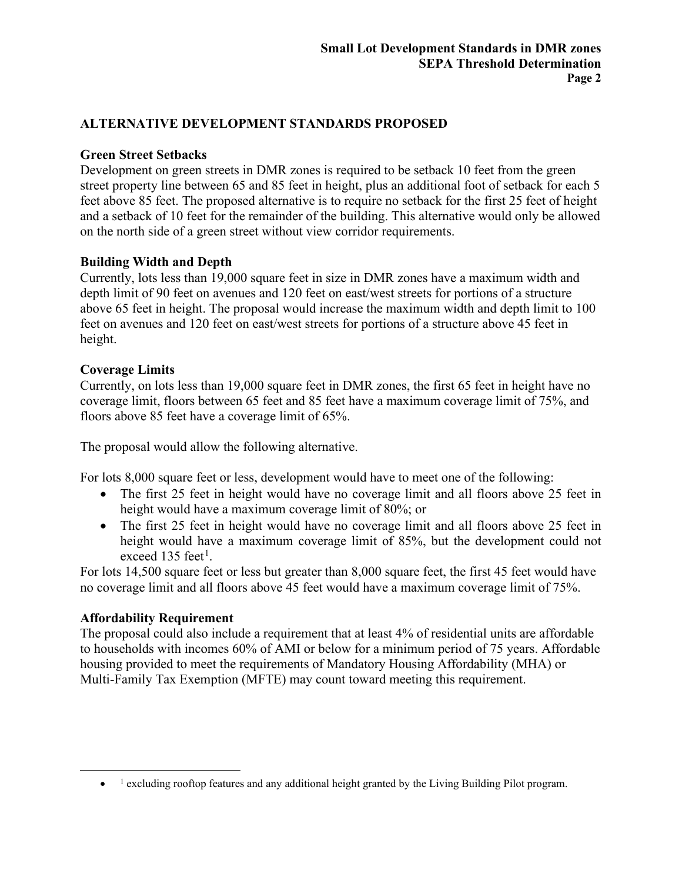## ALTERNATIVE DEVELOPMENT STANDARDS PROPOSED

### Green Street Setbacks

Development on green streets in DMR zones is required to be setback 10 feet from the green street property line between 65 and 85 feet in height, plus an additional foot of setback for each 5 feet above 85 feet. The proposed alternative is to require no setback for the first 25 feet of height and a setback of 10 feet for the remainder of the building. This alternative would only be allowed on the north side of a green street without view corridor requirements.

### Building Width and Depth

Currently, lots less than 19,000 square feet in size in DMR zones have a maximum width and depth limit of 90 feet on avenues and 120 feet on east/west streets for portions of a structure above 65 feet in height. The proposal would increase the maximum width and depth limit to 100 feet on avenues and 120 feet on east/west streets for portions of a structure above 45 feet in height.

### Coverage Limits

Currently, on lots less than 19,000 square feet in DMR zones, the first 65 feet in height have no coverage limit, floors between 65 feet and 85 feet have a maximum coverage limit of 75%, and floors above 85 feet have a coverage limit of 65%.

The proposal would allow the following alternative.

For lots 8,000 square feet or less, development would have to meet one of the following:

- The first 25 feet in height would have no coverage limit and all floors above 25 feet in height would have a maximum coverage limit of 80%; or
- The first 25 feet in height would have no coverage limit and all floors above 25 feet in height would have a maximum coverage limit of 85%, but the development could not exceed 135 feet[1].

For lots 14,500 square feet or less but greater than 8,000 square feet, the first 45 feet would have no coverage limit and all floors above 45 feet would have a maximum coverage limit of 75%.

### Affordability Requirement

The proposal could also include a requirement that at least 4% of residential units are affordable to households with incomes 60% of AMI or below for a minimum period of 75 years. Affordable housing provided to meet the requirements of Mandatory Housing Affordability (MHA) or Multi-Family Tax Exemption (MFTE) may count toward meeting this requirement.

---

- [1] excluding rooftop features and any additional height granted by the Living Building Pilot program.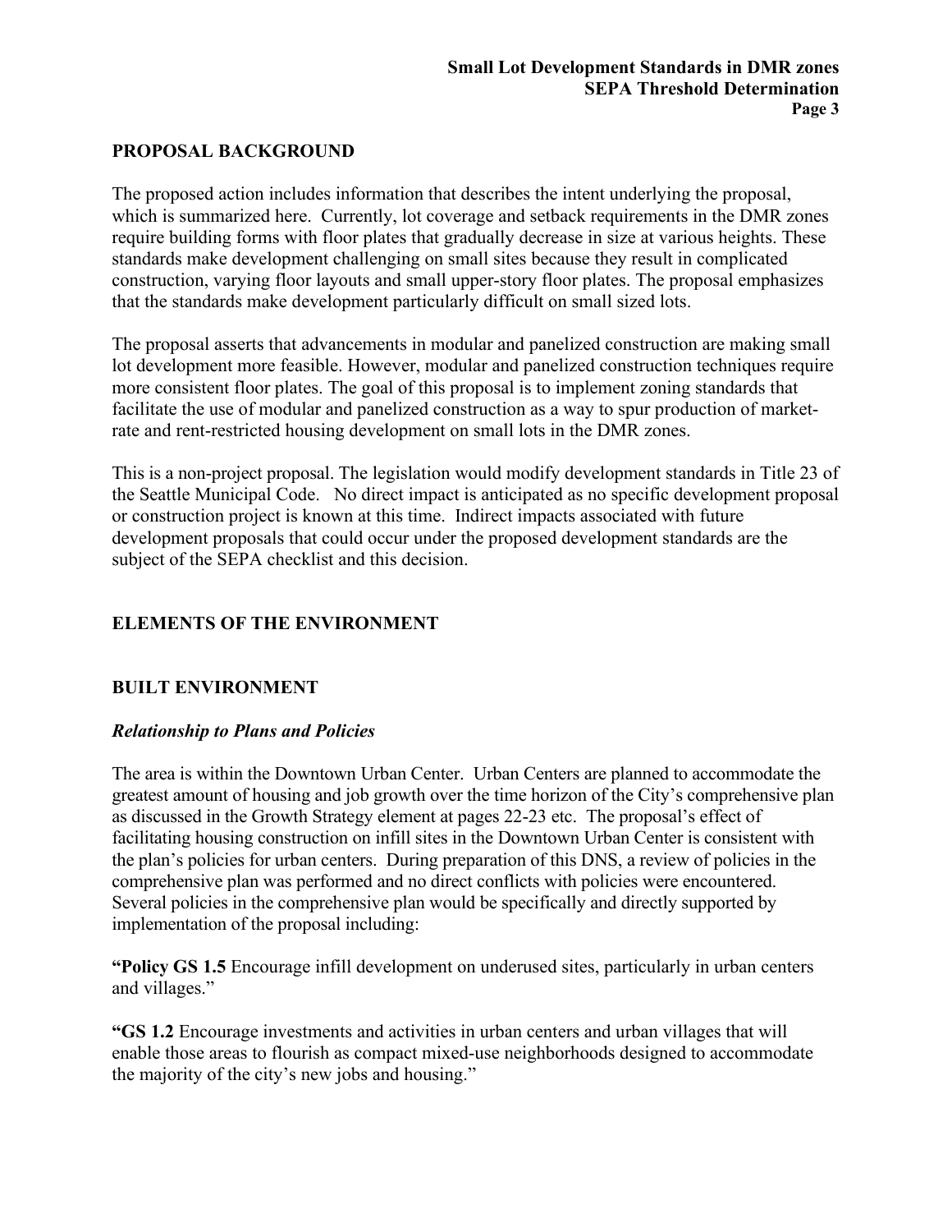## PROPOSAL BACKGROUND

The proposed action includes information that describes the intent underlying the proposal, which is summarized here. Currently, lot coverage and setback requirements in the DMR zones require building forms with floor plates that gradually decrease in size at various heights. These standards make development challenging on small sites because they result in complicated construction, varying floor layouts and small upper-story floor plates. The proposal emphasizes that the standards make development particularly difficult on small sized lots.

The proposal asserts that advancements in modular and panelized construction are making small lot development more feasible. However, modular and panelized construction techniques require more consistent floor plates. The goal of this proposal is to implement zoning standards that facilitate the use of modular and panelized construction as a way to spur production of market-rate and rent-restricted housing development on small lots in the DMR zones.

This is a non-project proposal. The legislation would modify development standards in Title 23 of the Seattle Municipal Code. No direct impact is anticipated as no specific development proposal or construction project is known at this time. Indirect impacts associated with future development proposals that could occur under the proposed development standards are the subject of the SEPA checklist and this decision.

## ELEMENTS OF THE ENVIRONMENT

## BUILT ENVIRONMENT

### *Relationship to Plans and Policies*

The area is within the Downtown Urban Center. Urban Centers are planned to accommodate the greatest amount of housing and job growth over the time horizon of the City's comprehensive plan as discussed in the Growth Strategy element at pages 22-23 etc. The proposal's effect of facilitating housing construction on infill sites in the Downtown Urban Center is consistent with the plan's policies for urban centers. During preparation of this DNS, a review of policies in the comprehensive plan was performed and no direct conflicts with policies were encountered. Several policies in the comprehensive plan would be specifically and directly supported by implementation of the proposal including:

**"Policy GS 1.5** Encourage infill development on underused sites, particularly in urban centers and villages."

**"GS 1.2** Encourage investments and activities in urban centers and urban villages that will enable those areas to flourish as compact mixed-use neighborhoods designed to accommodate the majority of the city's new jobs and housing."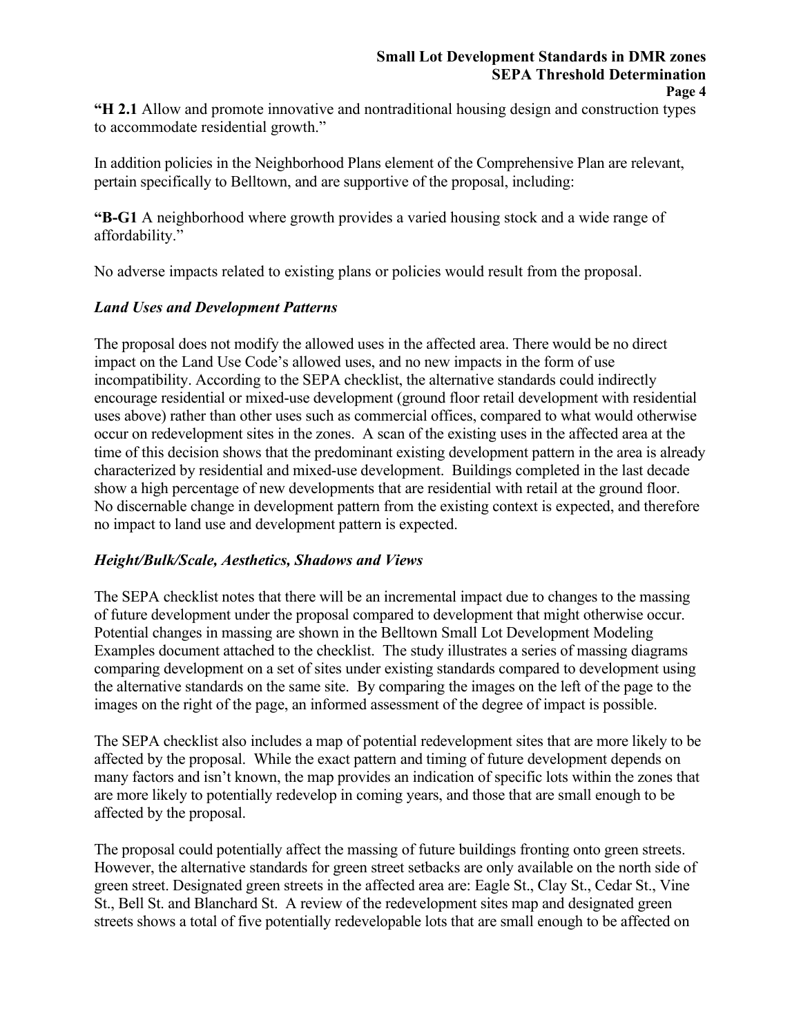**"H 2.1** Allow and promote innovative and nontraditional housing design and construction types to accommodate residential growth."

In addition policies in the Neighborhood Plans element of the Comprehensive Plan are relevant, pertain specifically to Belltown, and are supportive of the proposal, including:

**"B-G1** A neighborhood where growth provides a varied housing stock and a wide range of affordability."

No adverse impacts related to existing plans or policies would result from the proposal.

### *Land Uses and Development Patterns*

The proposal does not modify the allowed uses in the affected area. There would be no direct impact on the Land Use Code's allowed uses, and no new impacts in the form of use incompatibility. According to the SEPA checklist, the alternative standards could indirectly encourage residential or mixed-use development (ground floor retail development with residential uses above) rather than other uses such as commercial offices, compared to what would otherwise occur on redevelopment sites in the zones. A scan of the existing uses in the affected area at the time of this decision shows that the predominant existing development pattern in the area is already characterized by residential and mixed-use development. Buildings completed in the last decade show a high percentage of new developments that are residential with retail at the ground floor. No discernable change in development pattern from the existing context is expected, and therefore no impact to land use and development pattern is expected.

### *Height/Bulk/Scale, Aesthetics, Shadows and Views*

The SEPA checklist notes that there will be an incremental impact due to changes to the massing of future development under the proposal compared to development that might otherwise occur. Potential changes in massing are shown in the Belltown Small Lot Development Modeling Examples document attached to the checklist. The study illustrates a series of massing diagrams comparing development on a set of sites under existing standards compared to development using the alternative standards on the same site. By comparing the images on the left of the page to the images on the right of the page, an informed assessment of the degree of impact is possible.

The SEPA checklist also includes a map of potential redevelopment sites that are more likely to be affected by the proposal. While the exact pattern and timing of future development depends on many factors and isn't known, the map provides an indication of specific lots within the zones that are more likely to potentially redevelop in coming years, and those that are small enough to be affected by the proposal.

The proposal could potentially affect the massing of future buildings fronting onto green streets. However, the alternative standards for green street setbacks are only available on the north side of green street. Designated green streets in the affected area are: Eagle St., Clay St., Cedar St., Vine St., Bell St. and Blanchard St. A review of the redevelopment sites map and designated green streets shows a total of five potentially redevelopable lots that are small enough to be affected on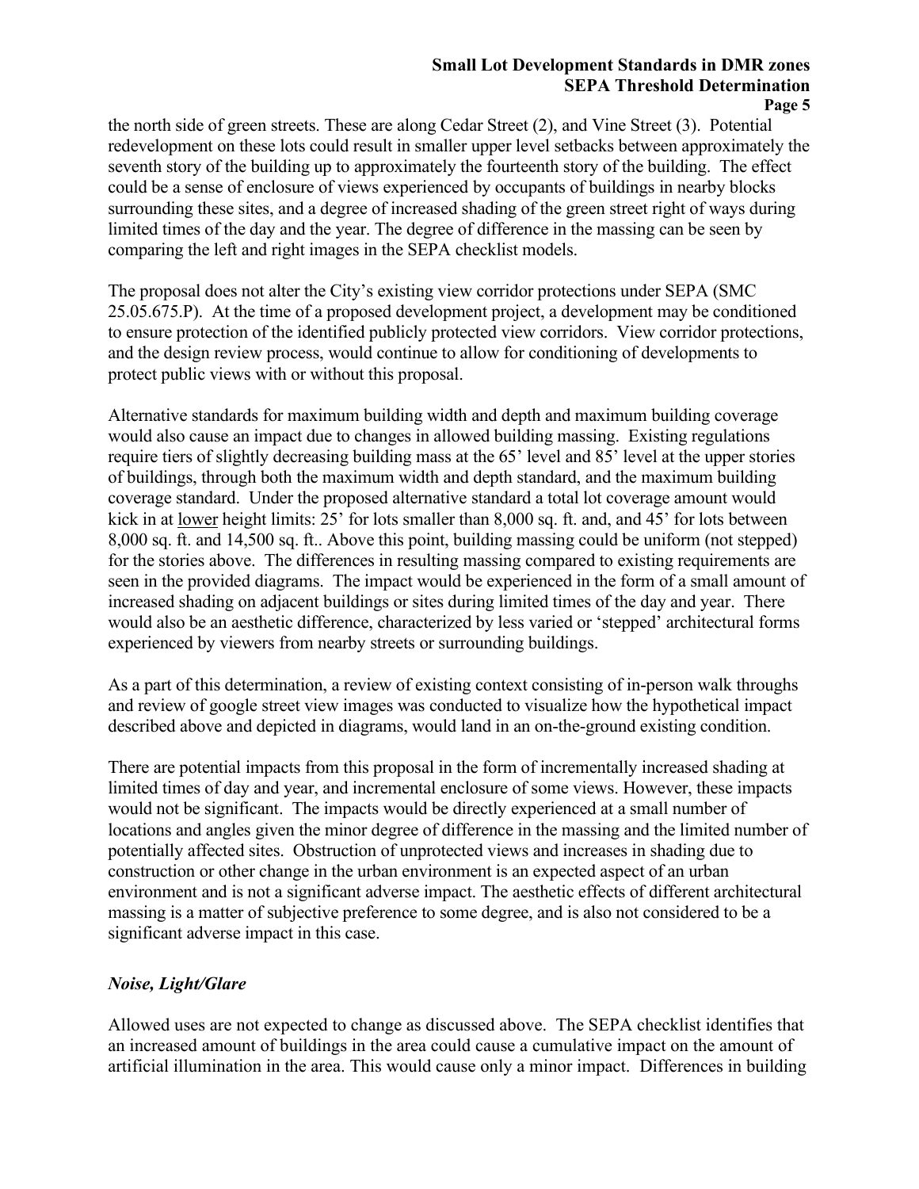the north side of green streets. These are along Cedar Street (2), and Vine Street (3). Potential redevelopment on these lots could result in smaller upper level setbacks between approximately the seventh story of the building up to approximately the fourteenth story of the building. The effect could be a sense of enclosure of views experienced by occupants of buildings in nearby blocks surrounding these sites, and a degree of increased shading of the green street right of ways during limited times of the day and the year. The degree of difference in the massing can be seen by comparing the left and right images in the SEPA checklist models.

The proposal does not alter the City's existing view corridor protections under SEPA (SMC 25.05.675.P). At the time of a proposed development project, a development may be conditioned to ensure protection of the identified publicly protected view corridors. View corridor protections, and the design review process, would continue to allow for conditioning of developments to protect public views with or without this proposal.

Alternative standards for maximum building width and depth and maximum building coverage would also cause an impact due to changes in allowed building massing. Existing regulations require tiers of slightly decreasing building mass at the 65' level and 85' level at the upper stories of buildings, through both the maximum width and depth standard, and the maximum building coverage standard. Under the proposed alternative standard a total lot coverage amount would kick in at <u>lower</u> height limits: 25' for lots smaller than 8,000 sq. ft. and, and 45' for lots between 8,000 sq. ft. and 14,500 sq. ft.. Above this point, building massing could be uniform (not stepped) for the stories above. The differences in resulting massing compared to existing requirements are seen in the provided diagrams. The impact would be experienced in the form of a small amount of increased shading on adjacent buildings or sites during limited times of the day and year. There would also be an aesthetic difference, characterized by less varied or 'stepped' architectural forms experienced by viewers from nearby streets or surrounding buildings.

As a part of this determination, a review of existing context consisting of in-person walk throughs and review of google street view images was conducted to visualize how the hypothetical impact described above and depicted in diagrams, would land in an on-the-ground existing condition.

There are potential impacts from this proposal in the form of incrementally increased shading at limited times of day and year, and incremental enclosure of some views. However, these impacts would not be significant. The impacts would be directly experienced at a small number of locations and angles given the minor degree of difference in the massing and the limited number of potentially affected sites. Obstruction of unprotected views and increases in shading due to construction or other change in the urban environment is an expected aspect of an urban environment and is not a significant adverse impact. The aesthetic effects of different architectural massing is a matter of subjective preference to some degree, and is also not considered to be a significant adverse impact in this case.

***Noise, Light/Glare***

Allowed uses are not expected to change as discussed above. The SEPA checklist identifies that an increased amount of buildings in the area could cause a cumulative impact on the amount of artificial illumination in the area. This would cause only a minor impact. Differences in building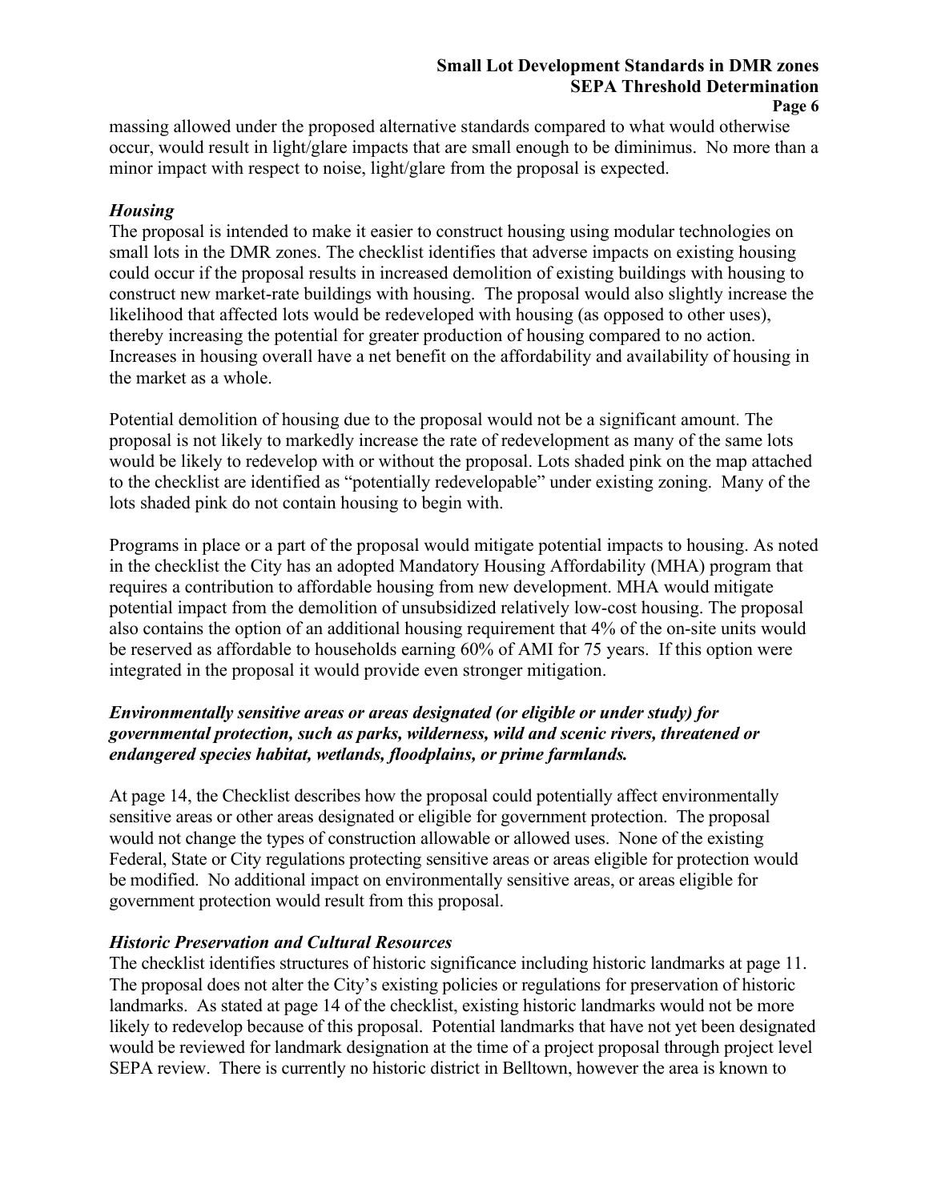massing allowed under the proposed alternative standards compared to what would otherwise occur, would result in light/glare impacts that are small enough to be diminimus. No more than a minor impact with respect to noise, light/glare from the proposal is expected.

### *Housing*

The proposal is intended to make it easier to construct housing using modular technologies on small lots in the DMR zones. The checklist identifies that adverse impacts on existing housing could occur if the proposal results in increased demolition of existing buildings with housing to construct new market-rate buildings with housing. The proposal would also slightly increase the likelihood that affected lots would be redeveloped with housing (as opposed to other uses), thereby increasing the potential for greater production of housing compared to no action. Increases in housing overall have a net benefit on the affordability and availability of housing in the market as a whole.

Potential demolition of housing due to the proposal would not be a significant amount. The proposal is not likely to markedly increase the rate of redevelopment as many of the same lots would be likely to redevelop with or without the proposal. Lots shaded pink on the map attached to the checklist are identified as "potentially redevelopable" under existing zoning. Many of the lots shaded pink do not contain housing to begin with.

Programs in place or a part of the proposal would mitigate potential impacts to housing. As noted in the checklist the City has an adopted Mandatory Housing Affordability (MHA) program that requires a contribution to affordable housing from new development. MHA would mitigate potential impact from the demolition of unsubsidized relatively low-cost housing. The proposal also contains the option of an additional housing requirement that 4% of the on-site units would be reserved as affordable to households earning 60% of AMI for 75 years. If this option were integrated in the proposal it would provide even stronger mitigation.

### *Environmentally sensitive areas or areas designated (or eligible or under study) for governmental protection, such as parks, wilderness, wild and scenic rivers, threatened or endangered species habitat, wetlands, floodplains, or prime farmlands.*

At page 14, the Checklist describes how the proposal could potentially affect environmentally sensitive areas or other areas designated or eligible for government protection. The proposal would not change the types of construction allowable or allowed uses. None of the existing Federal, State or City regulations protecting sensitive areas or areas eligible for protection would be modified. No additional impact on environmentally sensitive areas, or areas eligible for government protection would result from this proposal.

### *Historic Preservation and Cultural Resources*

The checklist identifies structures of historic significance including historic landmarks at page 11. The proposal does not alter the City's existing policies or regulations for preservation of historic landmarks. As stated at page 14 of the checklist, existing historic landmarks would not be more likely to redevelop because of this proposal. Potential landmarks that have not yet been designated would be reviewed for landmark designation at the time of a project proposal through project level SEPA review. There is currently no historic district in Belltown, however the area is known to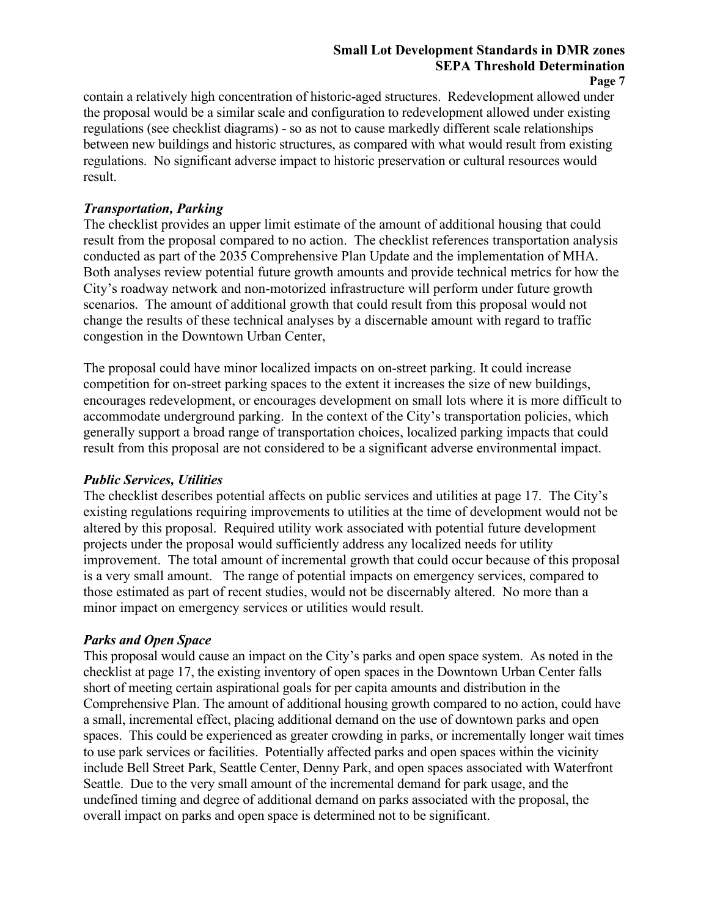contain a relatively high concentration of historic-aged structures. Redevelopment allowed under the proposal would be a similar scale and configuration to redevelopment allowed under existing regulations (see checklist diagrams) - so as not to cause markedly different scale relationships between new buildings and historic structures, as compared with what would result from existing regulations. No significant adverse impact to historic preservation or cultural resources would result.

***Transportation, Parking***

The checklist provides an upper limit estimate of the amount of additional housing that could result from the proposal compared to no action. The checklist references transportation analysis conducted as part of the 2035 Comprehensive Plan Update and the implementation of MHA. Both analyses review potential future growth amounts and provide technical metrics for how the City's roadway network and non-motorized infrastructure will perform under future growth scenarios. The amount of additional growth that could result from this proposal would not change the results of these technical analyses by a discernable amount with regard to traffic congestion in the Downtown Urban Center,

The proposal could have minor localized impacts on on-street parking. It could increase competition for on-street parking spaces to the extent it increases the size of new buildings, encourages redevelopment, or encourages development on small lots where it is more difficult to accommodate underground parking. In the context of the City's transportation policies, which generally support a broad range of transportation choices, localized parking impacts that could result from this proposal are not considered to be a significant adverse environmental impact.

***Public Services, Utilities***

The checklist describes potential affects on public services and utilities at page 17. The City's existing regulations requiring improvements to utilities at the time of development would not be altered by this proposal. Required utility work associated with potential future development projects under the proposal would sufficiently address any localized needs for utility improvement. The total amount of incremental growth that could occur because of this proposal is a very small amount. The range of potential impacts on emergency services, compared to those estimated as part of recent studies, would not be discernably altered. No more than a minor impact on emergency services or utilities would result.

***Parks and Open Space***

This proposal would cause an impact on the City's parks and open space system. As noted in the checklist at page 17, the existing inventory of open spaces in the Downtown Urban Center falls short of meeting certain aspirational goals for per capita amounts and distribution in the Comprehensive Plan. The amount of additional housing growth compared to no action, could have a small, incremental effect, placing additional demand on the use of downtown parks and open spaces. This could be experienced as greater crowding in parks, or incrementally longer wait times to use park services or facilities. Potentially affected parks and open spaces within the vicinity include Bell Street Park, Seattle Center, Denny Park, and open spaces associated with Waterfront Seattle. Due to the very small amount of the incremental demand for park usage, and the undefined timing and degree of additional demand on parks associated with the proposal, the overall impact on parks and open space is determined not to be significant.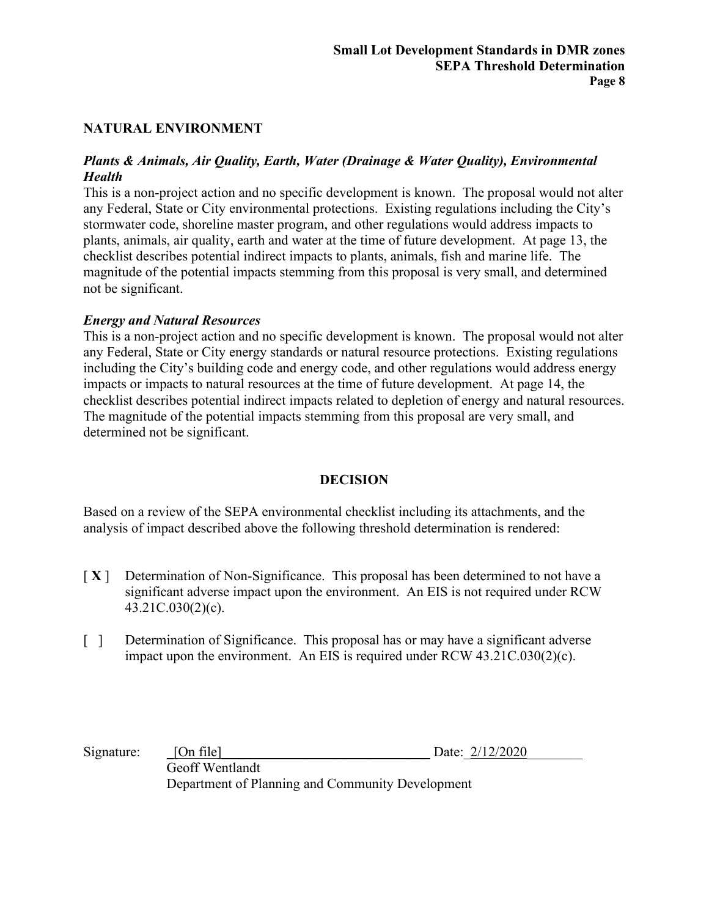## NATURAL ENVIRONMENT

### *Plants & Animals, Air Quality, Earth, Water (Drainage & Water Quality), Environmental Health*

This is a non-project action and no specific development is known. The proposal would not alter any Federal, State or City environmental protections. Existing regulations including the City's stormwater code, shoreline master program, and other regulations would address impacts to plants, animals, air quality, earth and water at the time of future development. At page 13, the checklist describes potential indirect impacts to plants, animals, fish and marine life. The magnitude of the potential impacts stemming from this proposal is very small, and determined not be significant.

### *Energy and Natural Resources*

This is a non-project action and no specific development is known. The proposal would not alter any Federal, State or City energy standards or natural resource protections. Existing regulations including the City's building code and energy code, and other regulations would address energy impacts or impacts to natural resources at the time of future development. At page 14, the checklist describes potential indirect impacts related to depletion of energy and natural resources. The magnitude of the potential impacts stemming from this proposal are very small, and determined not be significant.

## DECISION

Based on a review of the SEPA environmental checklist including its attachments, and the analysis of impact described above the following threshold determination is rendered:

[ **X** ] Determination of Non-Significance. This proposal has been determined to not have a significant adverse impact upon the environment. An EIS is not required under RCW 43.21C.030(2)(c).

[ ] Determination of Significance. This proposal has or may have a significant adverse impact upon the environment. An EIS is required under RCW 43.21C.030(2)(c).

Signature: [On file] Date: 2/12/2020

Geoff Wentlandt
Department of Planning and Community Development